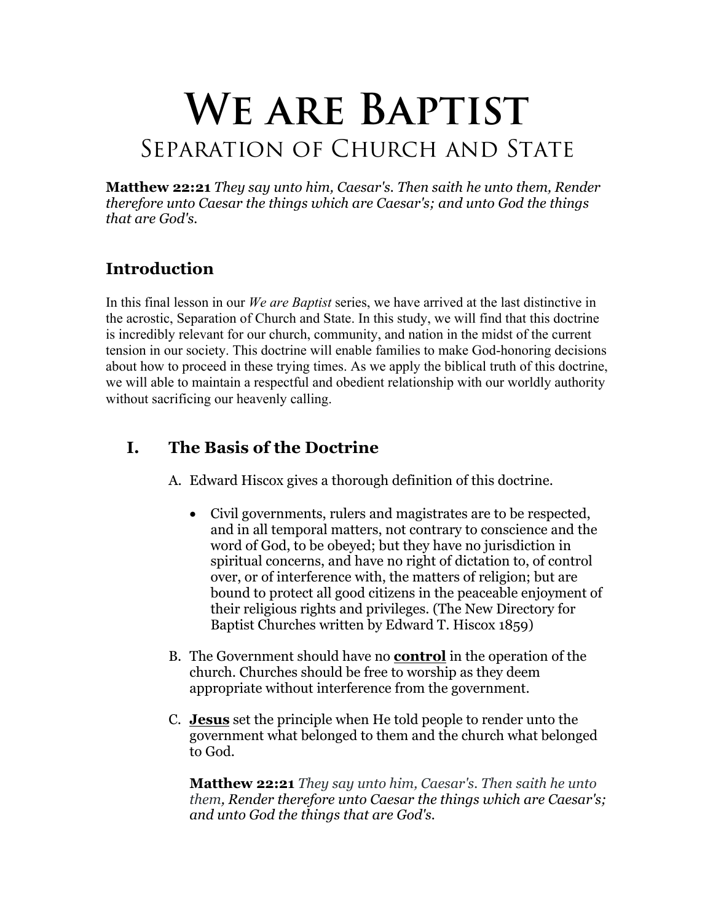# We are Baptist

## Separation of Church and State

**Matthew 22:21** *They say unto him, Caesar's. Then saith he unto them, Render therefore unto Caesar the things which are Caesar's; and unto God the things that are God's.*

## Introduction

In this final lesson in our *We are Baptist* series, we have arrived at the last distinctive in the acrostic, Separation of Church and State. In this study, we will find that this doctrine is incredibly relevant for our church, community, and nation in the midst of the current tension in our society. This doctrine will enable families to make God-honoring decisions about how to proceed in these trying times. As we apply the biblical truth of this doctrine, we will able to maintain a respectful and obedient relationship with our worldly authority without sacrificing our heavenly calling.

## I. The Basis of the Doctrine

A. Edward Hiscox gives a thorough definition of this doctrine.

- Civil governments, rulers and magistrates are to be respected, and in all temporal matters, not contrary to conscience and the word of God, to be obeyed; but they have no jurisdiction in spiritual concerns, and have no right of dictation to, of control over, or of interference with, the matters of religion; but are bound to protect all good citizens in the peaceable enjoyment of their religious rights and privileges. (The New Directory for Baptist Churches written by Edward T. Hiscox 1859)

B. The Government should have no **control** in the operation of the church. Churches should be free to worship as they deem appropriate without interference from the government.

C. **Jesus** set the principle when He told people to render unto the government what belonged to them and the church what belonged to God.

**Matthew 22:21** *They say unto him, Caesar's. Then saith he unto them, Render therefore unto Caesar the things which are Caesar's; and unto God the things that are God's.*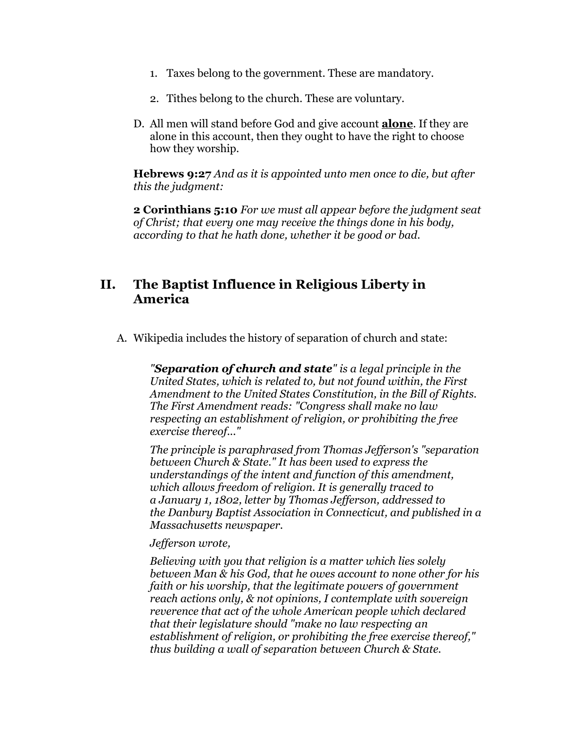1. Taxes belong to the government. These are mandatory.

2. Tithes belong to the church. These are voluntary.

D. All men will stand before God and give account **alone**. If they are alone in this account, then they ought to have the right to choose how they worship.

**Hebrews 9:27** *And as it is appointed unto men once to die, but after this the judgment:*

**2 Corinthians 5:10** *For we must all appear before the judgment seat of Christ; that every one may receive the things done in his body, according to that he hath done, whether it be good or bad.*

## II. The Baptist Influence in Religious Liberty in America

A. Wikipedia includes the history of separation of church and state:

> *"**Separation of church and state**" is a legal principle in the United States, which is related to, but not found within, the First Amendment to the United States Constitution, in the Bill of Rights. The First Amendment reads: "Congress shall make no law respecting an establishment of religion, or prohibiting the free exercise thereof..."*
>
> *The principle is paraphrased from Thomas Jefferson's "separation between Church & State." It has been used to express the understandings of the intent and function of this amendment, which allows freedom of religion. It is generally traced to a January 1, 1802, letter by Thomas Jefferson, addressed to the Danbury Baptist Association in Connecticut, and published in a Massachusetts newspaper.*
>
> *Jefferson wrote,*
>
> *Believing with you that religion is a matter which lies solely between Man & his God, that he owes account to none other for his faith or his worship, that the legitimate powers of government reach actions only, & not opinions, I contemplate with sovereign reverence that act of the whole American people which declared that their legislature should "make no law respecting an establishment of religion, or prohibiting the free exercise thereof," thus building a wall of separation between Church & State.*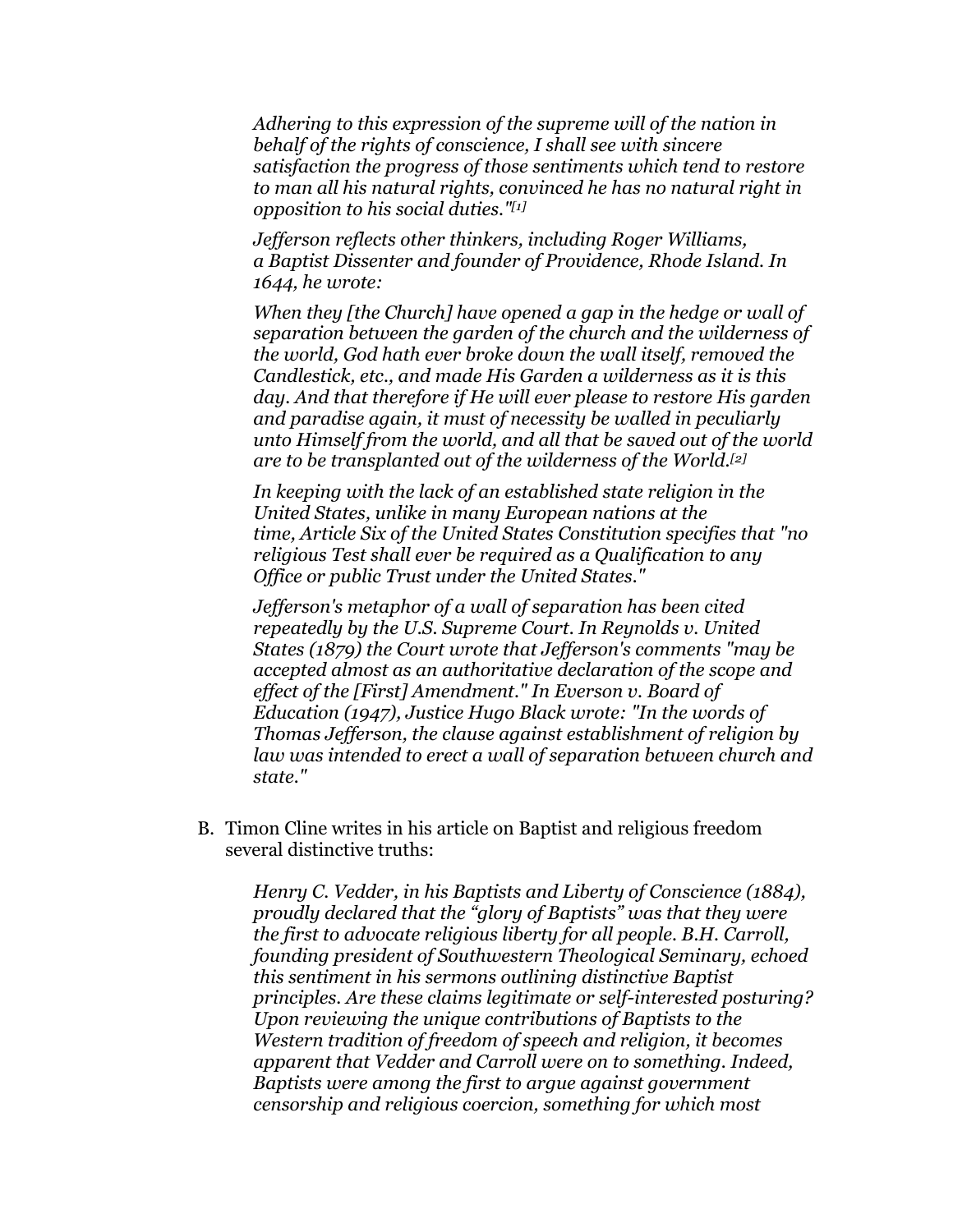*Adhering to this expression of the supreme will of the nation in behalf of the rights of conscience, I shall see with sincere satisfaction the progress of those sentiments which tend to restore to man all his natural rights, convinced he has no natural right in opposition to his social duties."[1]*

*Jefferson reflects other thinkers, including Roger Williams, a Baptist Dissenter and founder of Providence, Rhode Island. In 1644, he wrote:*

*When they [the Church] have opened a gap in the hedge or wall of separation between the garden of the church and the wilderness of the world, God hath ever broke down the wall itself, removed the Candlestick, etc., and made His Garden a wilderness as it is this day. And that therefore if He will ever please to restore His garden and paradise again, it must of necessity be walled in peculiarly unto Himself from the world, and all that be saved out of the world are to be transplanted out of the wilderness of the World.[2]*

*In keeping with the lack of an established state religion in the United States, unlike in many European nations at the time, Article Six of the United States Constitution specifies that "no religious Test shall ever be required as a Qualification to any Office or public Trust under the United States."*

*Jefferson's metaphor of a wall of separation has been cited repeatedly by the U.S. Supreme Court. In Reynolds v. United States (1879) the Court wrote that Jefferson's comments "may be accepted almost as an authoritative declaration of the scope and effect of the [First] Amendment." In Everson v. Board of Education (1947), Justice Hugo Black wrote: "In the words of Thomas Jefferson, the clause against establishment of religion by law was intended to erect a wall of separation between church and state."*

B. Timon Cline writes in his article on Baptist and religious freedom several distinctive truths:

*Henry C. Vedder, in his Baptists and Liberty of Conscience (1884), proudly declared that the "glory of Baptists" was that they were the first to advocate religious liberty for all people. B.H. Carroll, founding president of Southwestern Theological Seminary, echoed this sentiment in his sermons outlining distinctive Baptist principles. Are these claims legitimate or self-interested posturing? Upon reviewing the unique contributions of Baptists to the Western tradition of freedom of speech and religion, it becomes apparent that Vedder and Carroll were on to something. Indeed, Baptists were among the first to argue against government censorship and religious coercion, something for which most*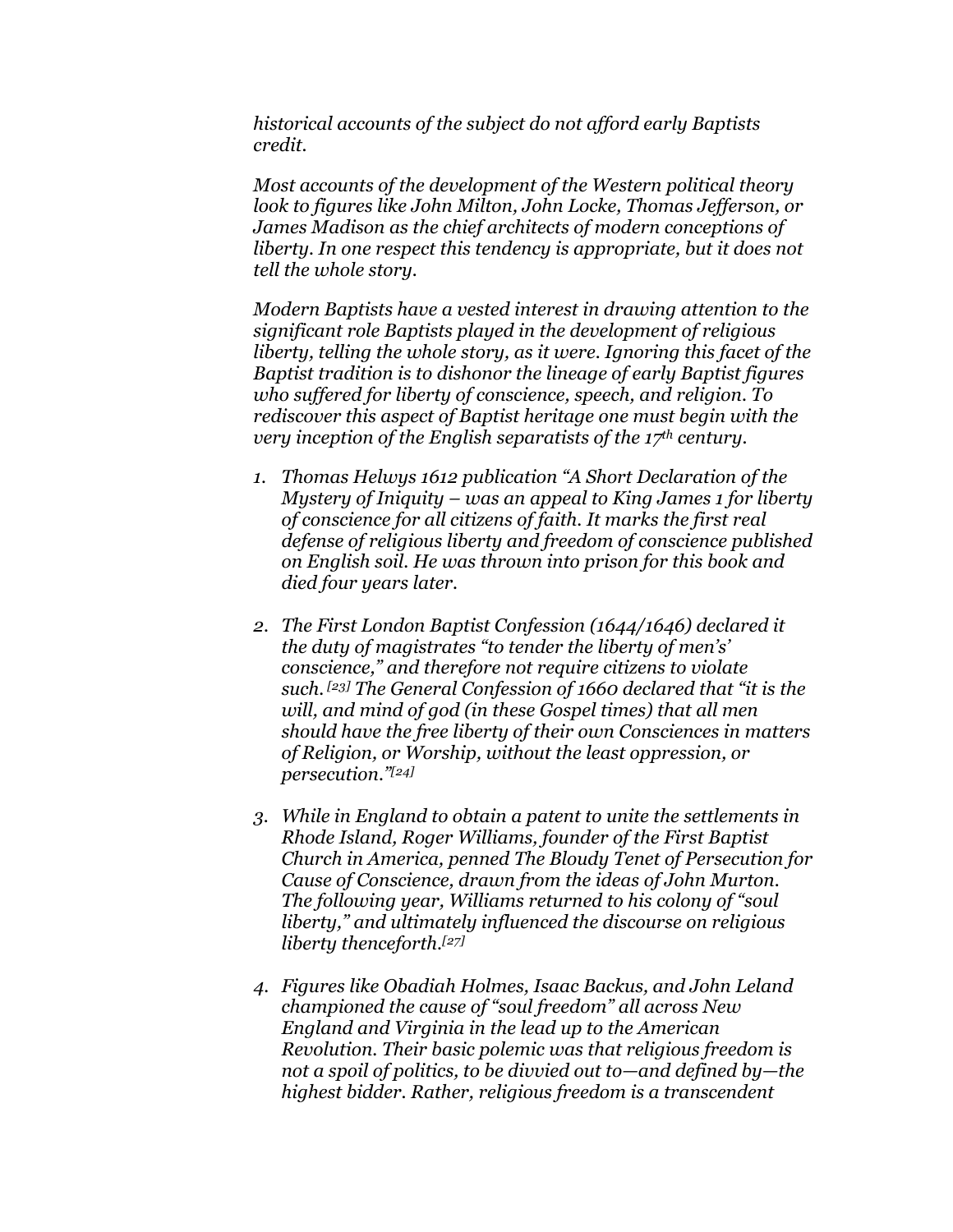*historical accounts of the subject do not afford early Baptists credit.*

*Most accounts of the development of the Western political theory look to figures like John Milton, John Locke, Thomas Jefferson, or James Madison as the chief architects of modern conceptions of liberty. In one respect this tendency is appropriate, but it does not tell the whole story.*

*Modern Baptists have a vested interest in drawing attention to the significant role Baptists played in the development of religious liberty, telling the whole story, as it were. Ignoring this facet of the Baptist tradition is to dishonor the lineage of early Baptist figures who suffered for liberty of conscience, speech, and religion. To rediscover this aspect of Baptist heritage one must begin with the very inception of the English separatists of the 17th century.*

1. *Thomas Helwys 1612 publication "A Short Declaration of the Mystery of Iniquity – was an appeal to King James 1 for liberty of conscience for all citizens of faith. It marks the first real defense of religious liberty and freedom of conscience published on English soil. He was thrown into prison for this book and died four years later.*
2. *The First London Baptist Confession (1644/1646) declared it the duty of magistrates "to tender the liberty of men's' conscience," and therefore not require citizens to violate such.[23] The General Confession of 1660 declared that "it is the will, and mind of god (in these Gospel times) that all men should have the free liberty of their own Consciences in matters of Religion, or Worship, without the least oppression, or persecution."[24]*
3. *While in England to obtain a patent to unite the settlements in Rhode Island, Roger Williams, founder of the First Baptist Church in America, penned The Bloudy Tenet of Persecution for Cause of Conscience, drawn from the ideas of John Murton. The following year, Williams returned to his colony of "soul liberty," and ultimately influenced the discourse on religious liberty thenceforth.[27]*
4. *Figures like Obadiah Holmes, Isaac Backus, and John Leland championed the cause of "soul freedom" all across New England and Virginia in the lead up to the American Revolution. Their basic polemic was that religious freedom is not a spoil of politics, to be divvied out to—and defined by—the highest bidder. Rather, religious freedom is a transcendent*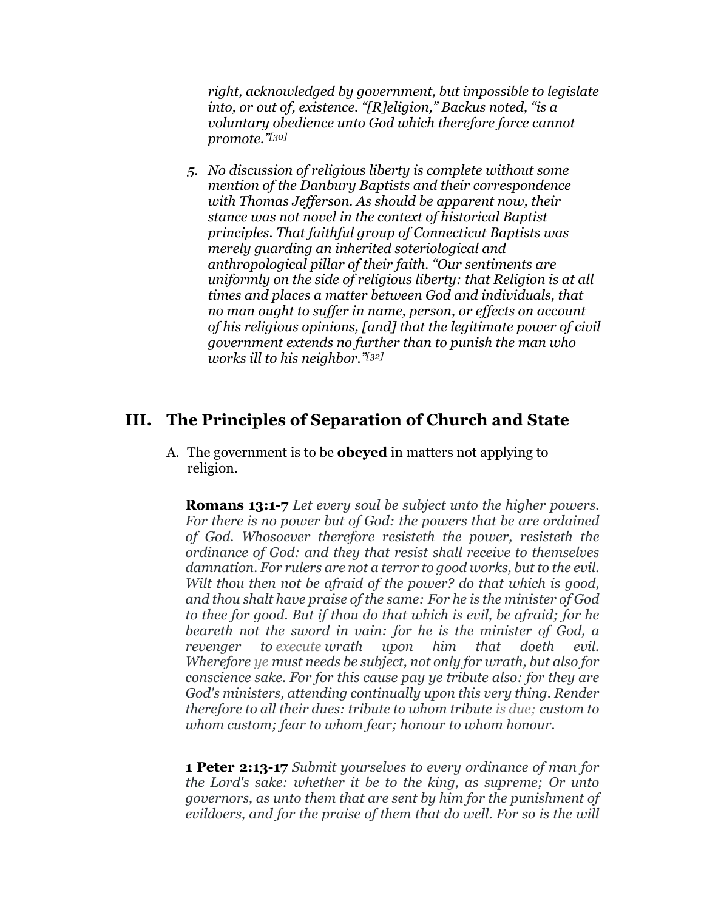*right, acknowledged by government, but impossible to legislate into, or out of, existence. "[R]eligion," Backus noted, "is a voluntary obedience unto God which therefore force cannot promote."[30]*

5. *No discussion of religious liberty is complete without some mention of the Danbury Baptists and their correspondence with Thomas Jefferson. As should be apparent now, their stance was not novel in the context of historical Baptist principles. That faithful group of Connecticut Baptists was merely guarding an inherited soteriological and anthropological pillar of their faith. "Our sentiments are uniformly on the side of religious liberty: that Religion is at all times and places a matter between God and individuals, that no man ought to suffer in name, person, or effects on account of his religious opinions, [and] that the legitimate power of civil government extends no further than to punish the man who works ill to his neighbor."[32]*

## III. The Principles of Separation of Church and State

A. The government is to be **obeyed** in matters not applying to religion.

**Romans 13:1-7** *Let every soul be subject unto the higher powers. For there is no power but of God: the powers that be are ordained of God. Whosoever therefore resisteth the power, resisteth the ordinance of God: and they that resist shall receive to themselves damnation. For rulers are not a terror to good works, but to the evil. Wilt thou then not be afraid of the power? do that which is good, and thou shalt have praise of the same: For he is the minister of God to thee for good. But if thou do that which is evil, be afraid; for he beareth not the sword in vain: for he is the minister of God, a revenger to execute wrath upon him that doeth evil. Wherefore ye must needs be subject, not only for wrath, but also for conscience sake. For for this cause pay ye tribute also: for they are God's ministers, attending continually upon this very thing. Render therefore to all their dues: tribute to whom tribute is due; custom to whom custom; fear to whom fear; honour to whom honour.*

**1 Peter 2:13-17** *Submit yourselves to every ordinance of man for the Lord's sake: whether it be to the king, as supreme; Or unto governors, as unto them that are sent by him for the punishment of evildoers, and for the praise of them that do well. For so is the will*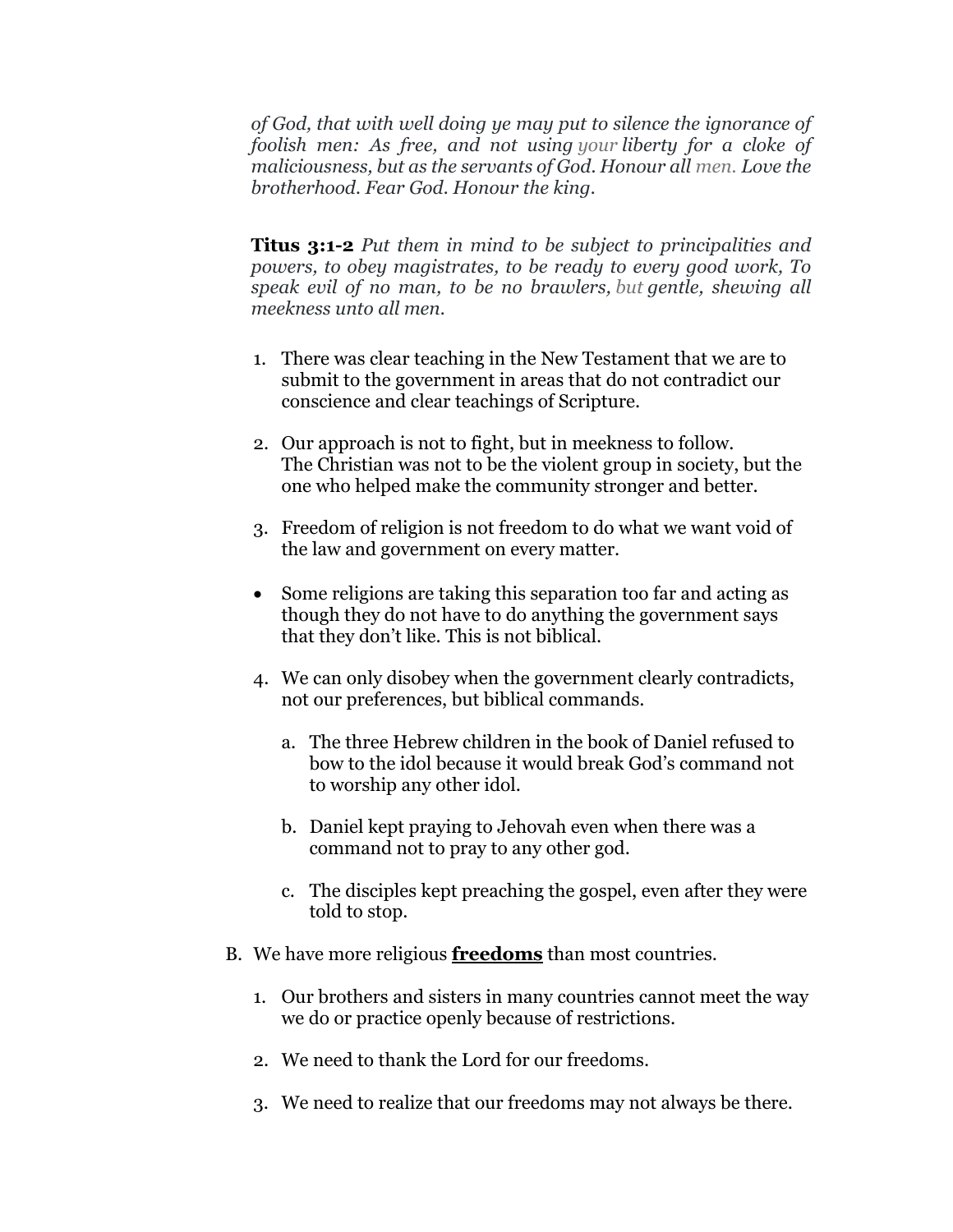*of God, that with well doing ye may put to silence the ignorance of foolish men: As free, and not using your liberty for a cloke of maliciousness, but as the servants of God. Honour all men. Love the brotherhood. Fear God. Honour the king.*

**Titus 3:1-2** *Put them in mind to be subject to principalities and powers, to obey magistrates, to be ready to every good work, To speak evil of no man, to be no brawlers, but gentle, shewing all meekness unto all men.*

1. There was clear teaching in the New Testament that we are to submit to the government in areas that do not contradict our conscience and clear teachings of Scripture.

2. Our approach is not to fight, but in meekness to follow. The Christian was not to be the violent group in society, but the one who helped make the community stronger and better.

3. Freedom of religion is not freedom to do what we want void of the law and government on every matter.

- Some religions are taking this separation too far and acting as though they do not have to do anything the government says that they don't like. This is not biblical.

4. We can only disobey when the government clearly contradicts, not our preferences, but biblical commands.

   a. The three Hebrew children in the book of Daniel refused to bow to the idol because it would break God's command not to worship any other idol.

   b. Daniel kept praying to Jehovah even when there was a command not to pray to any other god.

   c. The disciples kept preaching the gospel, even after they were told to stop.

B. We have more religious **<u>freedoms</u>** than most countries.

1. Our brothers and sisters in many countries cannot meet the way we do or practice openly because of restrictions.

2. We need to thank the Lord for our freedoms.

3. We need to realize that our freedoms may not always be there.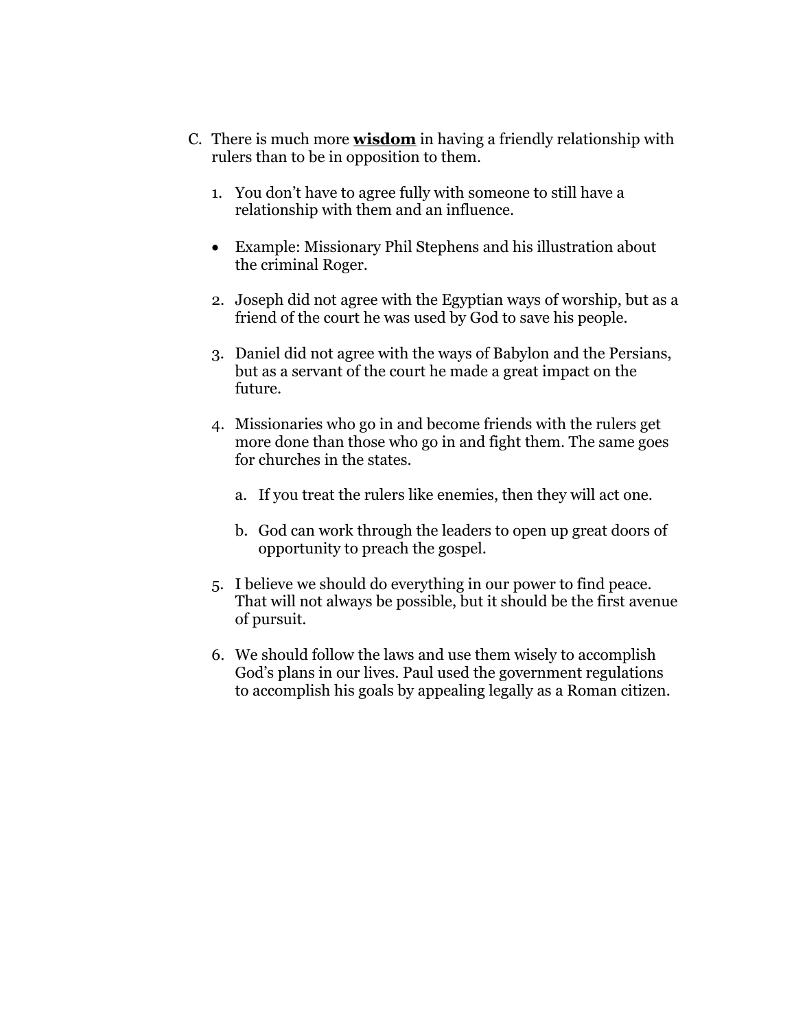C. There is much more **wisdom** in having a friendly relationship with rulers than to be in opposition to them.

1. You don't have to agree fully with someone to still have a relationship with them and an influence.

- Example: Missionary Phil Stephens and his illustration about the criminal Roger.

2. Joseph did not agree with the Egyptian ways of worship, but as a friend of the court he was used by God to save his people.

3. Daniel did not agree with the ways of Babylon and the Persians, but as a servant of the court he made a great impact on the future.

4. Missionaries who go in and become friends with the rulers get more done than those who go in and fight them. The same goes for churches in the states.

   a. If you treat the rulers like enemies, then they will act one.

   b. God can work through the leaders to open up great doors of opportunity to preach the gospel.

5. I believe we should do everything in our power to find peace. That will not always be possible, but it should be the first avenue of pursuit.

6. We should follow the laws and use them wisely to accomplish God's plans in our lives. Paul used the government regulations to accomplish his goals by appealing legally as a Roman citizen.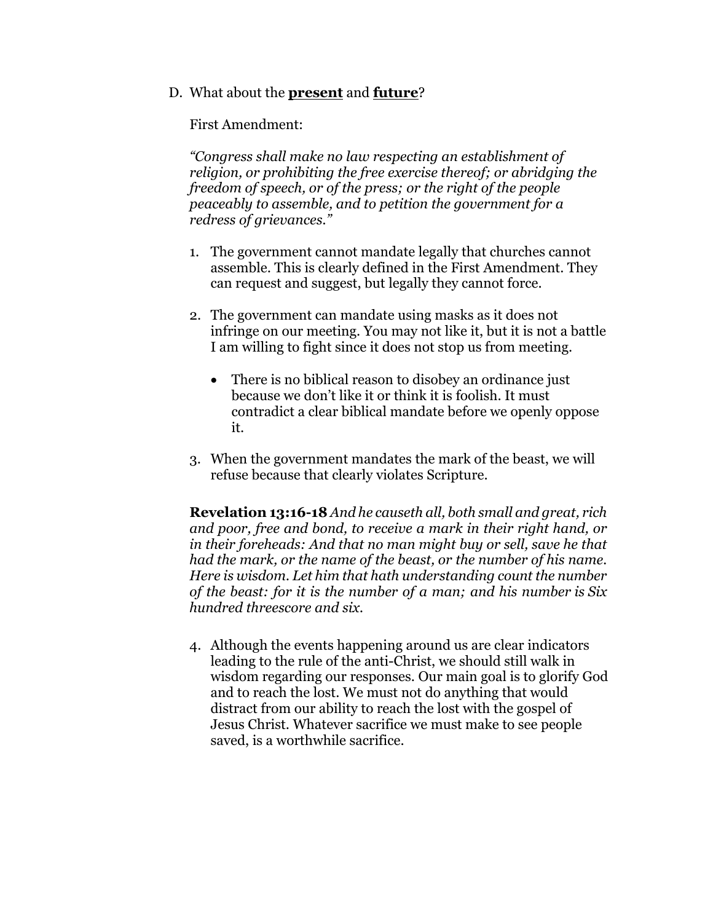D. What about the **present** and **future**?

First Amendment:

*"Congress shall make no law respecting an establishment of religion, or prohibiting the free exercise thereof; or abridging the freedom of speech, or of the press; or the right of the people peaceably to assemble, and to petition the government for a redress of grievances."*

1. The government cannot mandate legally that churches cannot assemble. This is clearly defined in the First Amendment. They can request and suggest, but legally they cannot force.

2. The government can mandate using masks as it does not infringe on our meeting. You may not like it, but it is not a battle I am willing to fight since it does not stop us from meeting.

   - There is no biblical reason to disobey an ordinance just because we don't like it or think it is foolish. It must contradict a clear biblical mandate before we openly oppose it.

3. When the government mandates the mark of the beast, we will refuse because that clearly violates Scripture.

**Revelation 13:16-18** *And he causeth all, both small and great, rich and poor, free and bond, to receive a mark in their right hand, or in their foreheads: And that no man might buy or sell, save he that had the mark, or the name of the beast, or the number of his name. Here is wisdom. Let him that hath understanding count the number of the beast: for it is the number of a man; and his number is Six hundred threescore and six.*

4. Although the events happening around us are clear indicators leading to the rule of the anti-Christ, we should still walk in wisdom regarding our responses. Our main goal is to glorify God and to reach the lost. We must not do anything that would distract from our ability to reach the lost with the gospel of Jesus Christ. Whatever sacrifice we must make to see people saved, is a worthwhile sacrifice.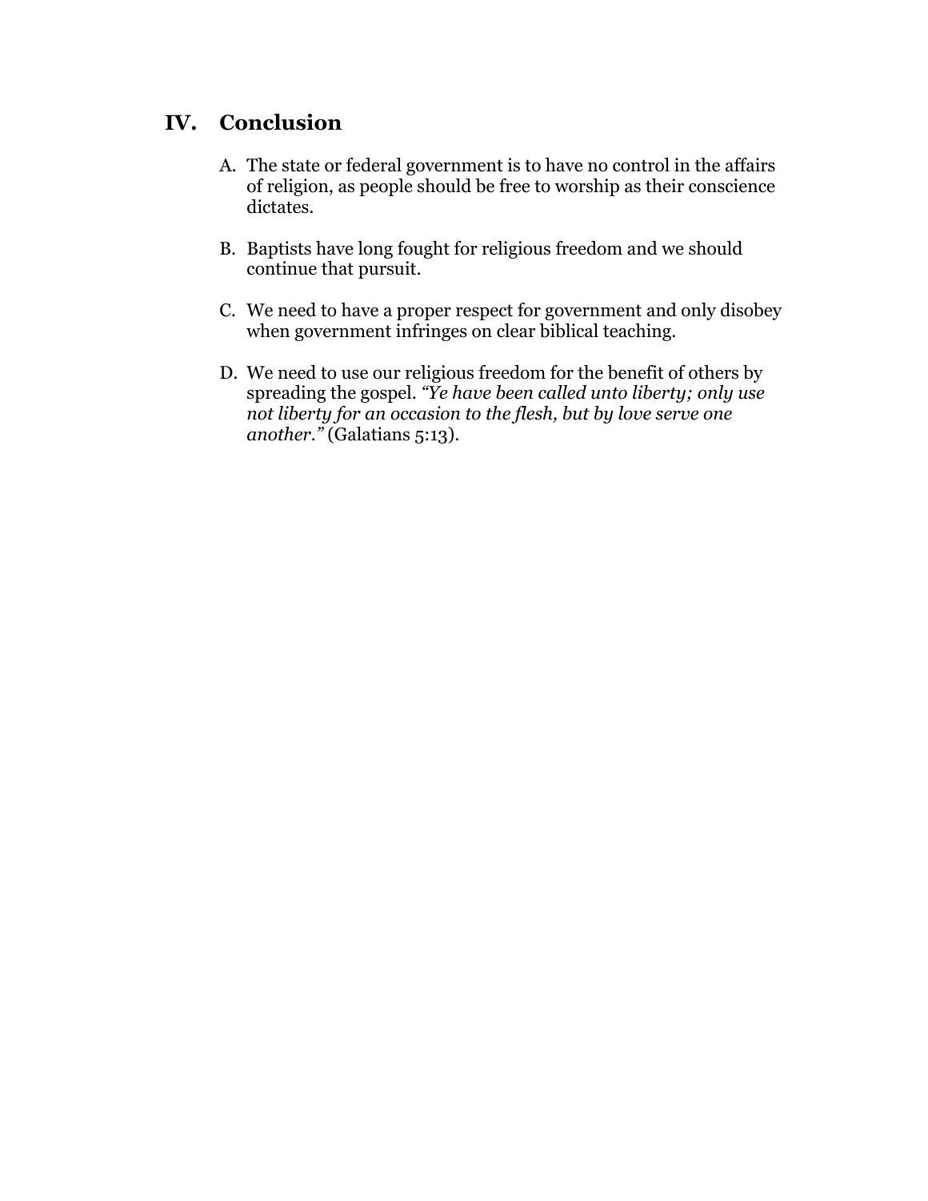## IV. Conclusion

A. The state or federal government is to have no control in the affairs of religion, as people should be free to worship as their conscience dictates.

B. Baptists have long fought for religious freedom and we should continue that pursuit.

C. We need to have a proper respect for government and only disobey when government infringes on clear biblical teaching.

D. We need to use our religious freedom for the benefit of others by spreading the gospel. *"Ye have been called unto liberty; only use not liberty for an occasion to the flesh, but by love serve one another."* (Galatians 5:13).